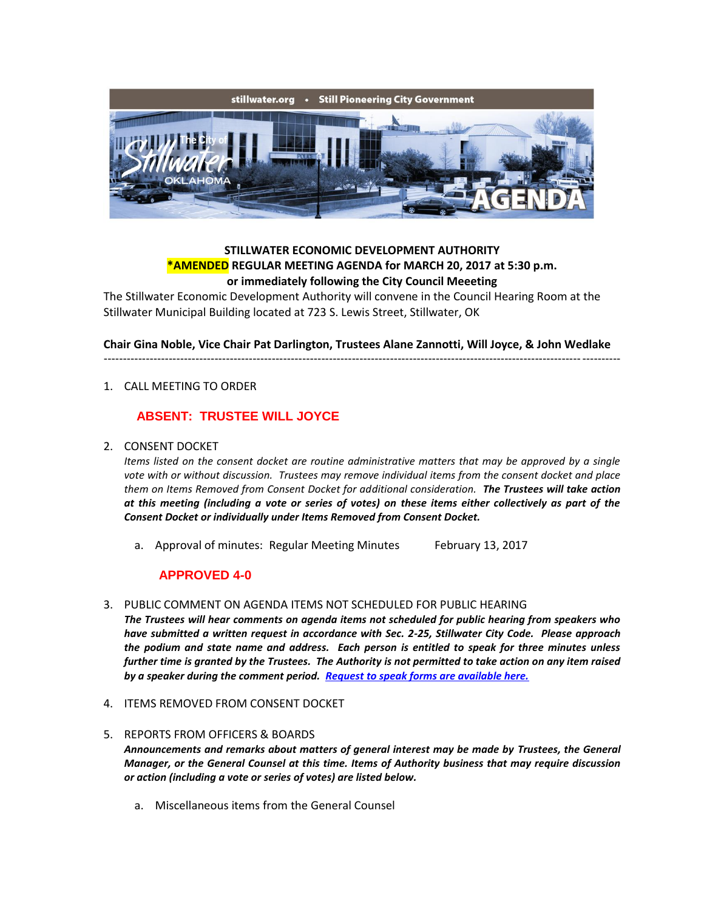stillwater.org • Still Pioneering City Government

**STILLWATER ECONOMIC DEVELOPMENT AUTHORITY**
***AMENDED REGULAR MEETING AGENDA for MARCH 20, 2017 at 5:30 p.m.**
**or immediately following the City Council Meeeting**

The Stillwater Economic Development Authority will convene in the Council Hearing Room at the Stillwater Municipal Building located at 723 S. Lewis Street, Stillwater, OK

**Chair Gina Noble, Vice Chair Pat Darlington, Trustees Alane Zannotti, Will Joyce, & John Wedlake**

---

1. CALL MEETING TO ORDER

   **ABSENT: TRUSTEE WILL JOYCE**

2. CONSENT DOCKET

   *Items listed on the consent docket are routine administrative matters that may be approved by a single vote with or without discussion. Trustees may remove individual items from the consent docket and place them on Items Removed from Consent Docket for additional consideration.* ***The Trustees will take action at this meeting (including a vote or series of votes) on these items either collectively as part of the Consent Docket or individually under Items Removed from Consent Docket.***

   a. Approval of minutes: Regular Meeting Minutes February 13, 2017

   **APPROVED 4-0**

3. PUBLIC COMMENT ON AGENDA ITEMS NOT SCHEDULED FOR PUBLIC HEARING

   ***The Trustees will hear comments on agenda items not scheduled for public hearing from speakers who have submitted a written request in accordance with Sec. 2-25, Stillwater City Code. Please approach the podium and state name and address. Each person is entitled to speak for three minutes unless further time is granted by the Trustees. The Authority is not permitted to take action on any item raised by a speaker during the comment period. Request to speak forms are available here.***

4. ITEMS REMOVED FROM CONSENT DOCKET

5. REPORTS FROM OFFICERS & BOARDS

   ***Announcements and remarks about matters of general interest may be made by Trustees, the General Manager, or the General Counsel at this time. Items of Authority business that may require discussion or action (including a vote or series of votes) are listed below.***

   a. Miscellaneous items from the General Counsel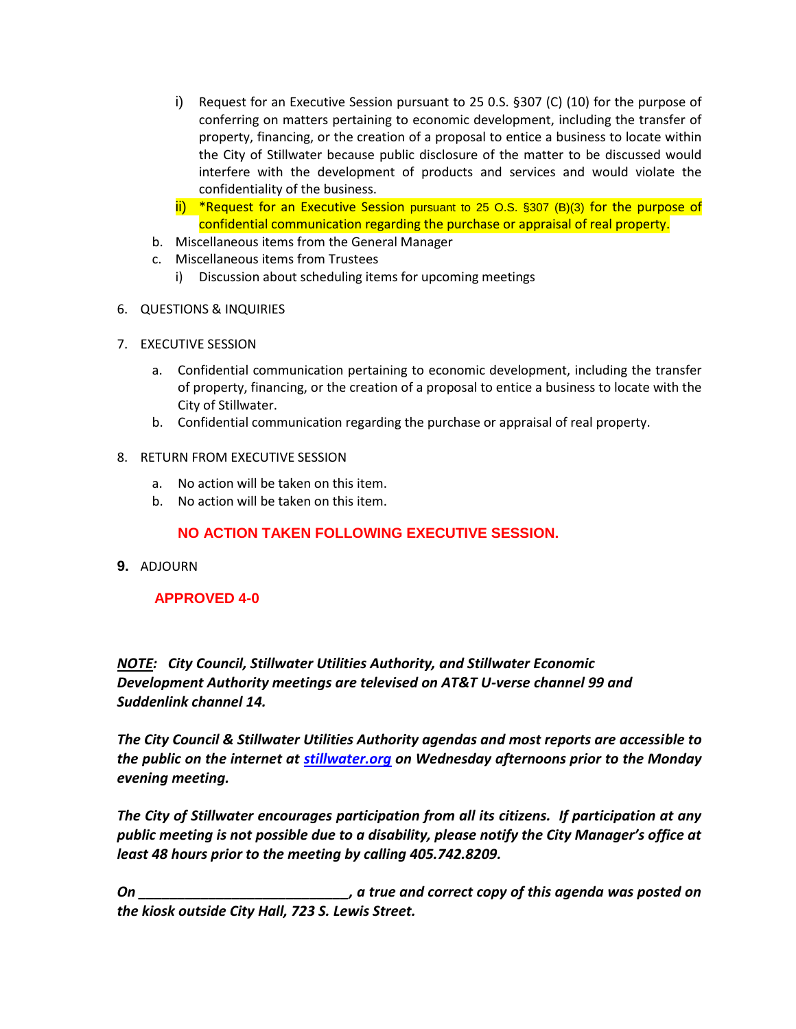i) Request for an Executive Session pursuant to 25 0.S. §307 (C) (10) for the purpose of conferring on matters pertaining to economic development, including the transfer of property, financing, or the creation of a proposal to entice a business to locate within the City of Stillwater because public disclosure of the matter to be discussed would interfere with the development of products and services and would violate the confidentiality of the business.

ii) *Request for an Executive Session pursuant to 25 O.S. §307 (B)(3) for the purpose of confidential communication regarding the purchase or appraisal of real property.

b. Miscellaneous items from the General Manager

c. Miscellaneous items from Trustees

   i) Discussion about scheduling items for upcoming meetings

6. QUESTIONS & INQUIRIES

7. EXECUTIVE SESSION

   a. Confidential communication pertaining to economic development, including the transfer of property, financing, or the creation of a proposal to entice a business to locate with the City of Stillwater.
   b. Confidential communication regarding the purchase or appraisal of real property.

8. RETURN FROM EXECUTIVE SESSION

   a. No action will be taken on this item.
   b. No action will be taken on this item.

   **NO ACTION TAKEN FOLLOWING EXECUTIVE SESSION.**

9. ADJOURN

   **APPROVED 4-0**

***NOTE*: City Council, Stillwater Utilities Authority, and Stillwater Economic Development Authority meetings are televised on AT&T U-verse channel 99 and Suddenlink channel 14.**

***The City Council & Stillwater Utilities Authority agendas and most reports are accessible to the public on the internet at stillwater.org on Wednesday afternoons prior to the Monday evening meeting.***

***The City of Stillwater encourages participation from all its citizens. If participation at any public meeting is not possible due to a disability, please notify the City Manager's office at least 48 hours prior to the meeting by calling 405.742.8209.***

***On ___________________________, a true and correct copy of this agenda was posted on the kiosk outside City Hall, 723 S. Lewis Street.***